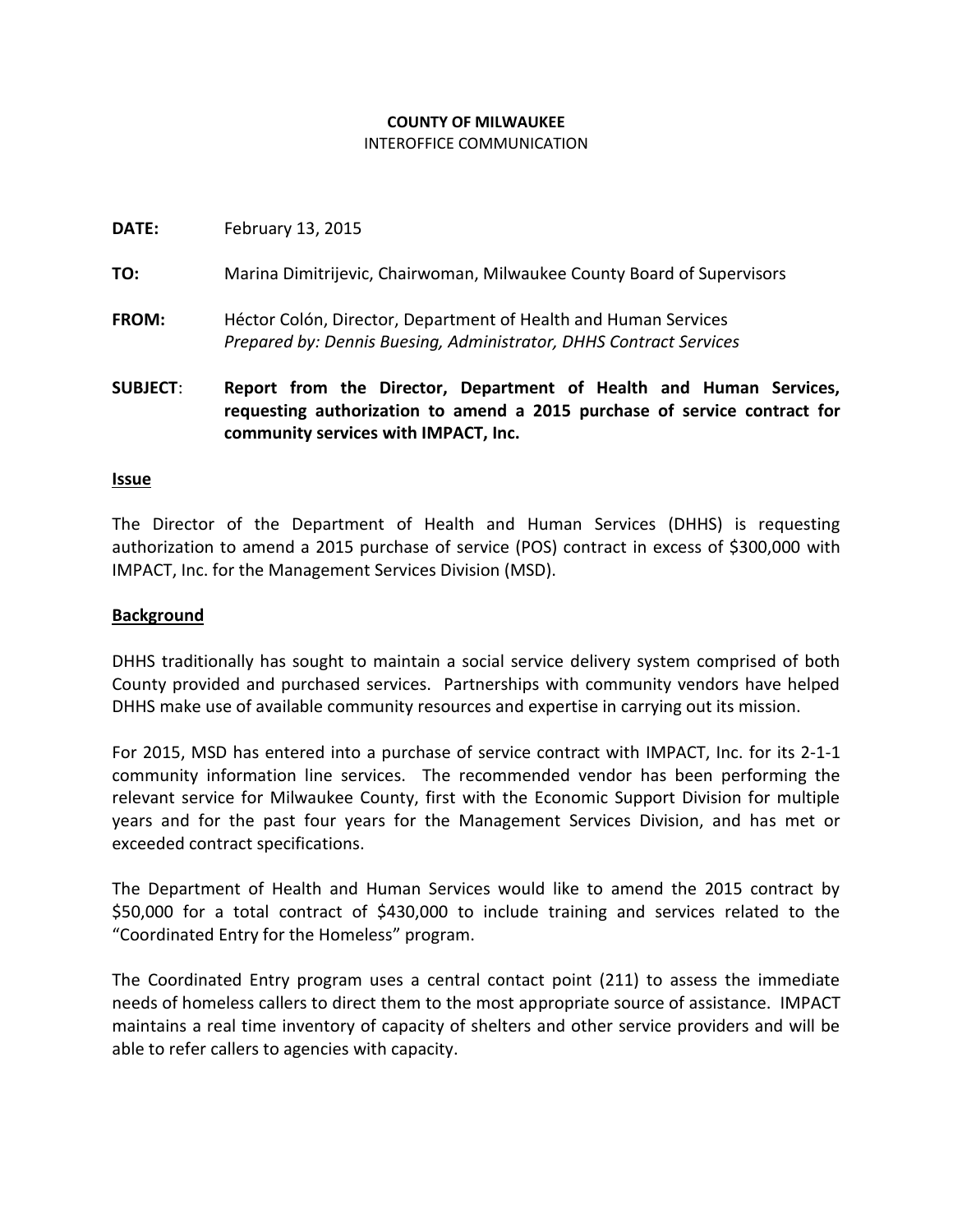**COUNTY OF MILWAUKEE**
INTEROFFICE COMMUNICATION

**DATE:** February 13, 2015

**TO:** Marina Dimitrijevic, Chairwoman, Milwaukee County Board of Supervisors

**FROM:** Héctor Colón, Director, Department of Health and Human Services
*Prepared by: Dennis Buesing, Administrator, DHHS Contract Services*

**SUBJECT**: **Report from the Director, Department of Health and Human Services, requesting authorization to amend a 2015 purchase of service contract for community services with IMPACT, Inc.**

**Issue**

The Director of the Department of Health and Human Services (DHHS) is requesting authorization to amend a 2015 purchase of service (POS) contract in excess of $300,000 with IMPACT, Inc. for the Management Services Division (MSD).

**Background**

DHHS traditionally has sought to maintain a social service delivery system comprised of both County provided and purchased services. Partnerships with community vendors have helped DHHS make use of available community resources and expertise in carrying out its mission.

For 2015, MSD has entered into a purchase of service contract with IMPACT, Inc. for its 2-1-1 community information line services. The recommended vendor has been performing the relevant service for Milwaukee County, first with the Economic Support Division for multiple years and for the past four years for the Management Services Division, and has met or exceeded contract specifications.

The Department of Health and Human Services would like to amend the 2015 contract by $50,000 for a total contract of $430,000 to include training and services related to the "Coordinated Entry for the Homeless" program.

The Coordinated Entry program uses a central contact point (211) to assess the immediate needs of homeless callers to direct them to the most appropriate source of assistance. IMPACT maintains a real time inventory of capacity of shelters and other service providers and will be able to refer callers to agencies with capacity.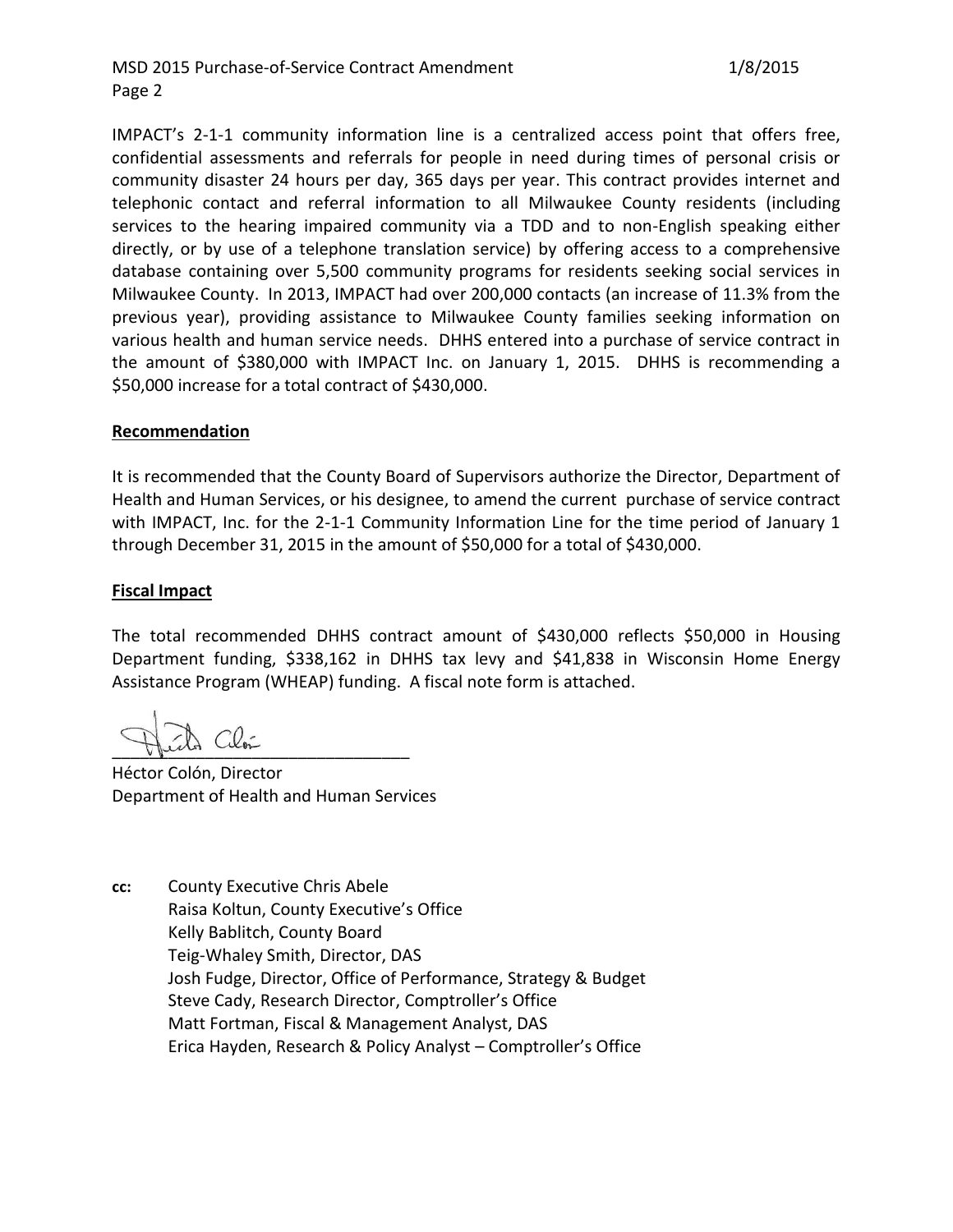IMPACT's 2-1-1 community information line is a centralized access point that offers free, confidential assessments and referrals for people in need during times of personal crisis or community disaster 24 hours per day, 365 days per year. This contract provides internet and telephonic contact and referral information to all Milwaukee County residents (including services to the hearing impaired community via a TDD and to non-English speaking either directly, or by use of a telephone translation service) by offering access to a comprehensive database containing over 5,500 community programs for residents seeking social services in Milwaukee County. In 2013, IMPACT had over 200,000 contacts (an increase of 11.3% from the previous year), providing assistance to Milwaukee County families seeking information on various health and human service needs. DHHS entered into a purchase of service contract in the amount of $380,000 with IMPACT Inc. on January 1, 2015. DHHS is recommending a $50,000 increase for a total contract of $430,000.

**Recommendation**

It is recommended that the County Board of Supervisors authorize the Director, Department of Health and Human Services, or his designee, to amend the current purchase of service contract with IMPACT, Inc. for the 2-1-1 Community Information Line for the time period of January 1 through December 31, 2015 in the amount of $50,000 for a total of $430,000.

**Fiscal Impact**

The total recommended DHHS contract amount of $430,000 reflects $50,000 in Housing Department funding, $338,162 in DHHS tax levy and $41,838 in Wisconsin Home Energy Assistance Program (WHEAP) funding. A fiscal note form is attached.

\_\_\_\_\_\_\_\_\_\_\_\_\_\_\_\_\_\_\_\_\_\_\_\_\_\_\_\_\_\_\_\_

Héctor Colón, Director
Department of Health and Human Services

**cc:** County Executive Chris Abele
Raisa Koltun, County Executive's Office
Kelly Bablitch, County Board
Teig-Whaley Smith, Director, DAS
Josh Fudge, Director, Office of Performance, Strategy & Budget
Steve Cady, Research Director, Comptroller's Office
Matt Fortman, Fiscal & Management Analyst, DAS
Erica Hayden, Research & Policy Analyst – Comptroller's Office